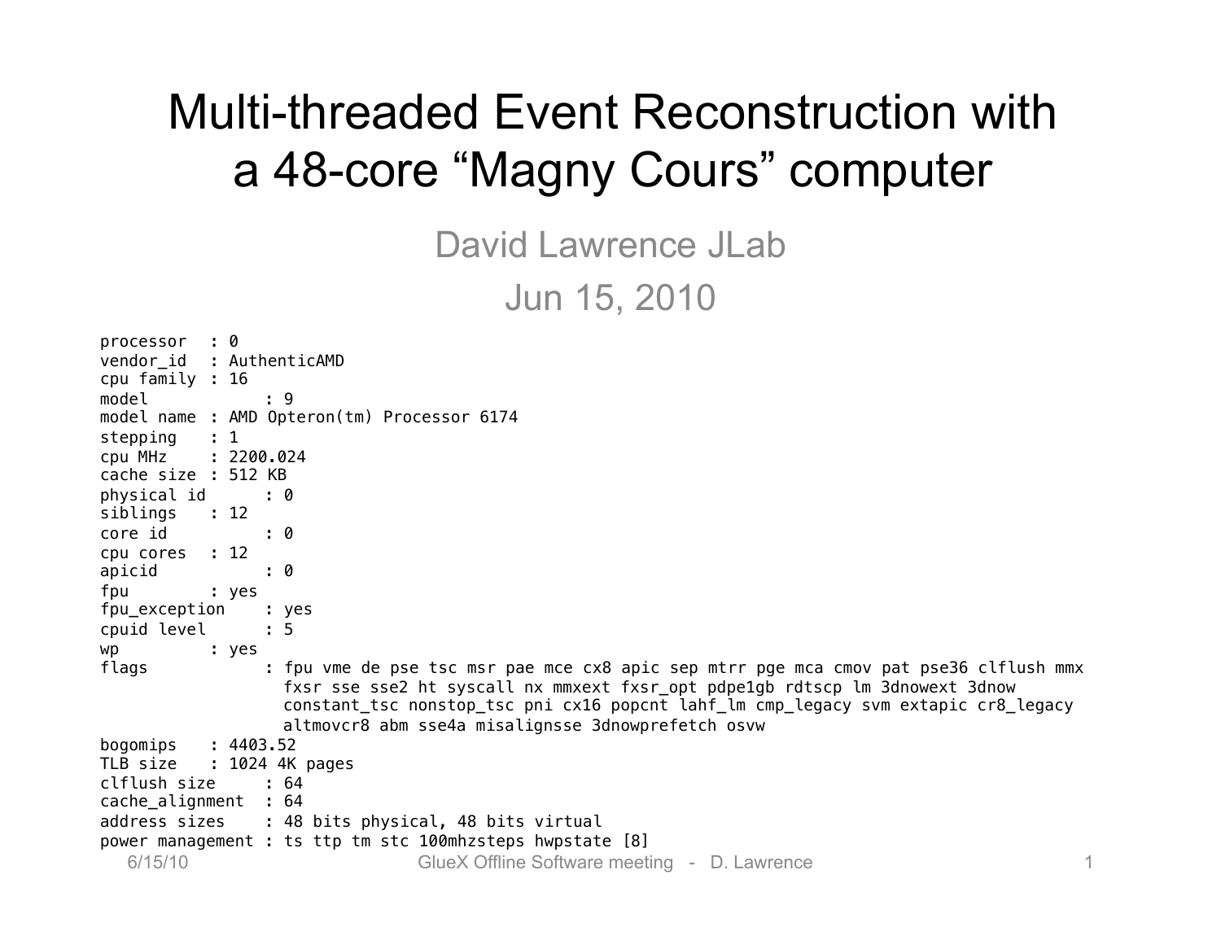# Multi-threaded Event Reconstruction with a 48-core "Magny Cours" computer

David Lawrence JLab

Jun 15, 2010

```
processor	: 0
vendor_id	: AuthenticAMD
cpu family	: 16
model		: 9
model name	: AMD Opteron(tm) Processor 6174
stepping	: 1
cpu MHz		: 2200.024
cache size	: 512 KB
physical id	: 0
siblings	: 12
core id		: 0
cpu cores	: 12
apicid		: 0
fpu		: yes
fpu_exception	: yes
cpuid level	: 5
wp		: yes
flags		: fpu vme de pse tsc msr pae mce cx8 apic sep mtrr pge mca cmov pat pse36 clflush mmx
		  fxsr sse sse2 ht syscall nx mmxext fxsr_opt pdpe1gb rdtscp lm 3dnowext 3dnow
		  constant_tsc nonstop_tsc pni cx16 popcnt lahf_lm cmp_legacy svm extapic cr8_legacy
		  altmovcr8 abm sse4a misalignsse 3dnowprefetch osvw
bogomips	: 4403.52
TLB size	: 1024 4K pages
clflush size	: 64
cache_alignment	: 64
address sizes	: 48 bits physical, 48 bits virtual
power management : ts ttp tm stc 100mhzsteps hwpstate [8]
```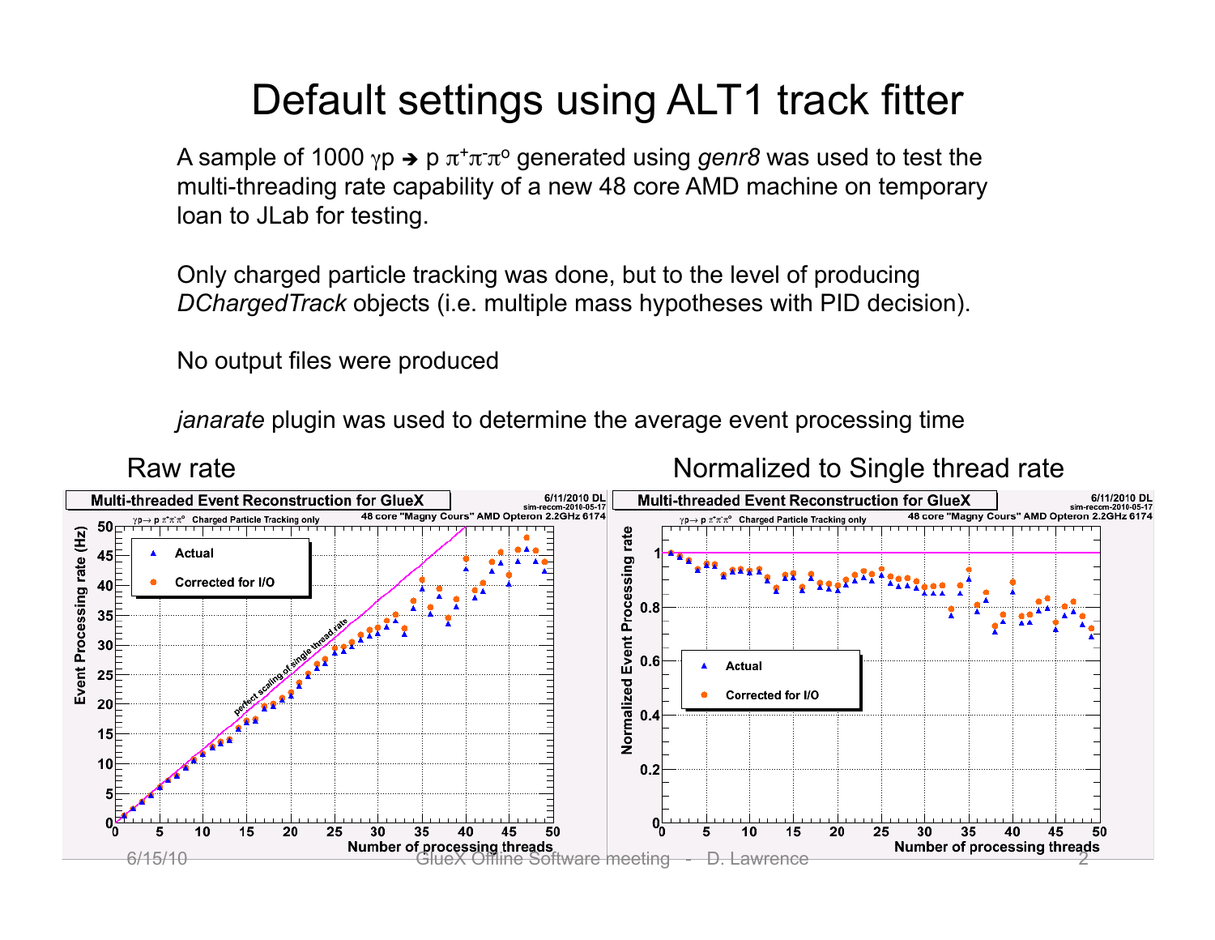# Default settings using ALT1 track fitter

A sample of 1000 $\gamma p \rightarrow p\, \pi^+\pi^-\pi^o$ generated using *genr8* was used to test the multi-threading rate capability of a new 48 core AMD machine on temporary loan to JLab for testing.

Only charged particle tracking was done, but to the level of producing *DChargedTrack* objects (i.e. multiple mass hypotheses with PID decision).

No output files were produced

*janarate* plugin was used to determine the average event processing time

Raw rate

Normalized to Single thread rate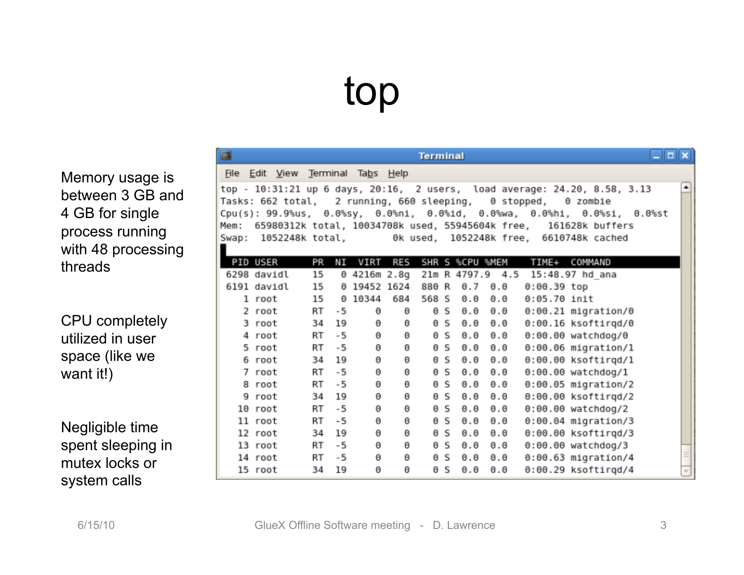# top

Memory usage is between 3 GB and 4 GB for single process running with 48 processing threads

CPU completely utilized in user space (like we want it!)

Negligible time spent sleeping in mutex locks or system calls

```
top - 10:31:21 up 6 days, 20:16,  2 users,  load average: 24.20, 8.58, 3.13
Tasks: 662 total,   2 running, 660 sleeping,   0 stopped,   0 zombie
Cpu(s): 99.9%us,  0.0%sy,  0.0%ni,  0.0%id,  0.0%wa,  0.0%hi,  0.0%si,  0.0%st
Mem:  65980312k total, 10034708k used, 55945604k free,   161628k buffers
Swap:  1052248k total,        0k used,  1052248k free,  6610748k cached

  PID USER      PR  NI  VIRT  RES  SHR S %CPU %MEM    TIME+  COMMAND
 6298 davidl    15   0 4216m 2.8g  21m R 4797.9  4.5  15:48.97 hd_ana
 6191 davidl    15   0 19452 1624  880 R  0.7  0.0   0:00.39 top
    1 root      15   0 10344  684  568 S  0.0  0.0   0:05.70 init
    2 root      RT  -5     0    0    0 S  0.0  0.0   0:00.21 migration/0
    3 root      34  19     0    0    0 S  0.0  0.0   0:00.16 ksoftirqd/0
    4 root      RT  -5     0    0    0 S  0.0  0.0   0:00.00 watchdog/0
    5 root      RT  -5     0    0    0 S  0.0  0.0   0:00.06 migration/1
    6 root      34  19     0    0    0 S  0.0  0.0   0:00.00 ksoftirqd/1
    7 root      RT  -5     0    0    0 S  0.0  0.0   0:00.00 watchdog/1
    8 root      RT  -5     0    0    0 S  0.0  0.0   0:00.05 migration/2
    9 root      34  19     0    0    0 S  0.0  0.0   0:00.00 ksoftirqd/2
   10 root      RT  -5     0    0    0 S  0.0  0.0   0:00.00 watchdog/2
   11 root      RT  -5     0    0    0 S  0.0  0.0   0:00.04 migration/3
   12 root      34  19     0    0    0 S  0.0  0.0   0:00.00 ksoftirqd/3
   13 root      RT  -5     0    0    0 S  0.0  0.0   0:00.00 watchdog/3
   14 root      RT  -5     0    0    0 S  0.0  0.0   0:00.63 migration/4
   15 root      34  19     0    0    0 S  0.0  0.0   0:00.29 ksoftirqd/4
```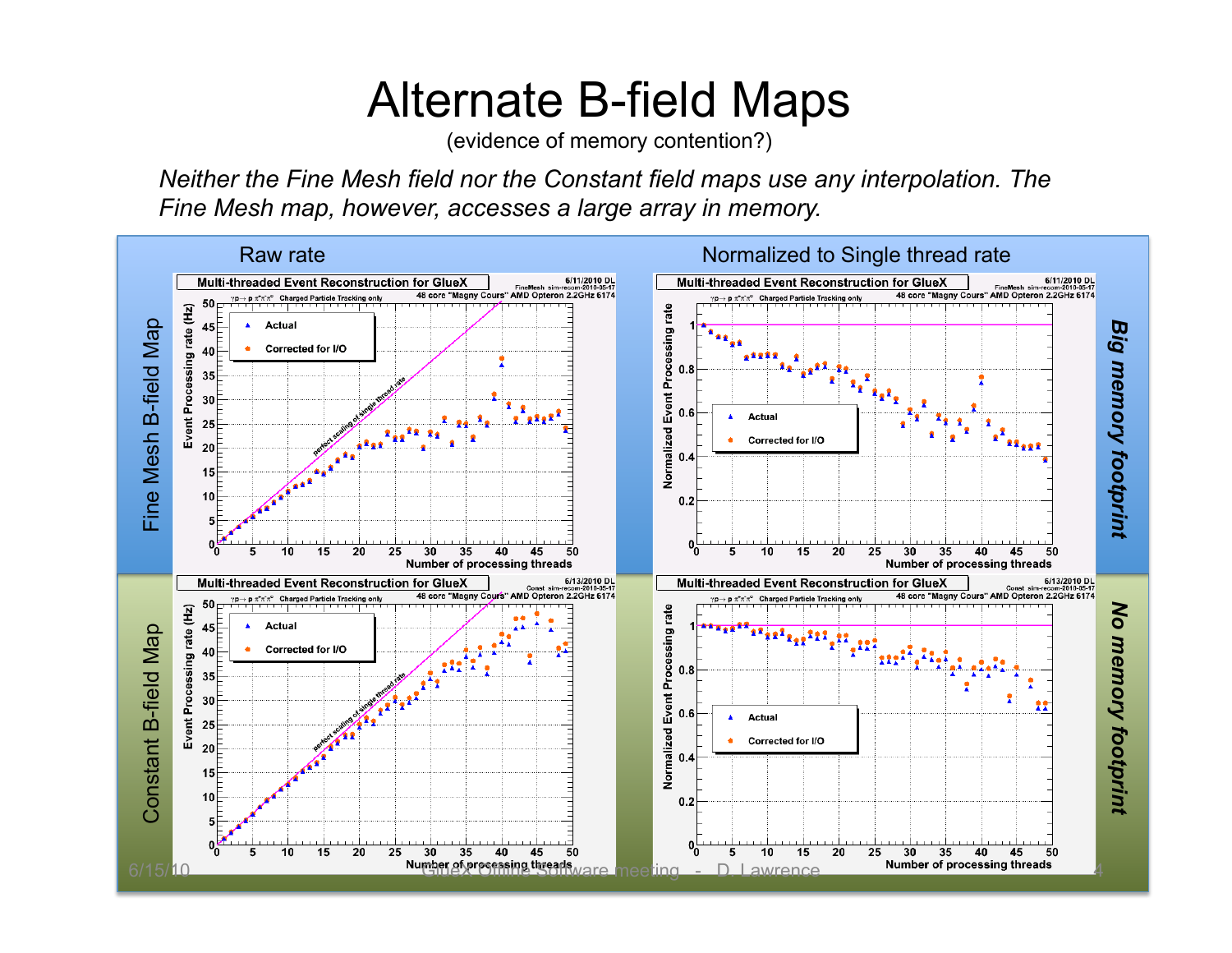# Alternate B-field Maps

(evidence of memory contention?)

*Neither the Fine Mesh field nor the Constant field maps use any interpolation. The Fine Mesh map, however, accesses a large array in memory.*

| | Raw rate | Normalized to Single thread rate | |
|---|---|---|---|
| Fine Mesh B-field Map | | | *Big memory footprint* |
| Constant B-field Map | | | *No memory footprint* |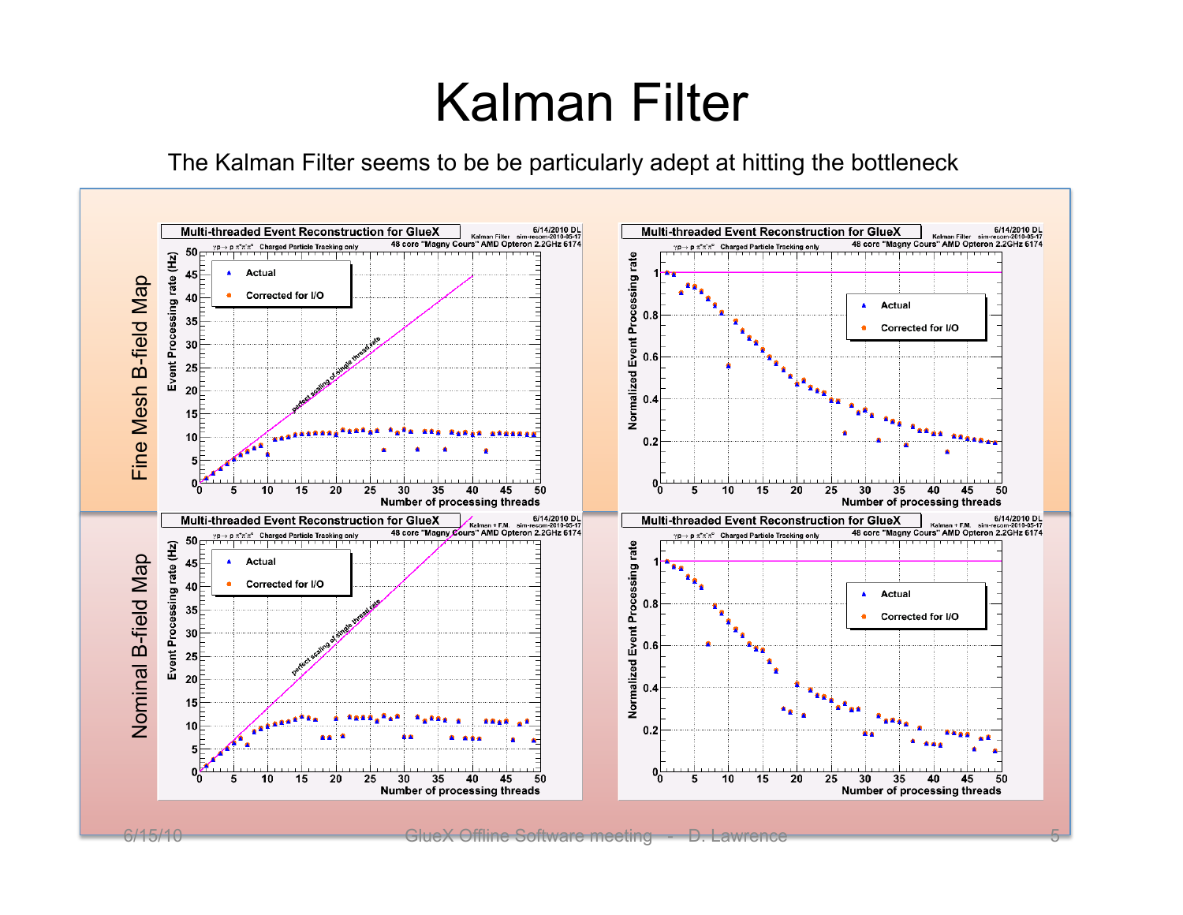# Kalman Filter

The Kalman Filter seems to be be particularly adept at hitting the bottleneck

Fine Mesh B-field Map

Nominal B-field Map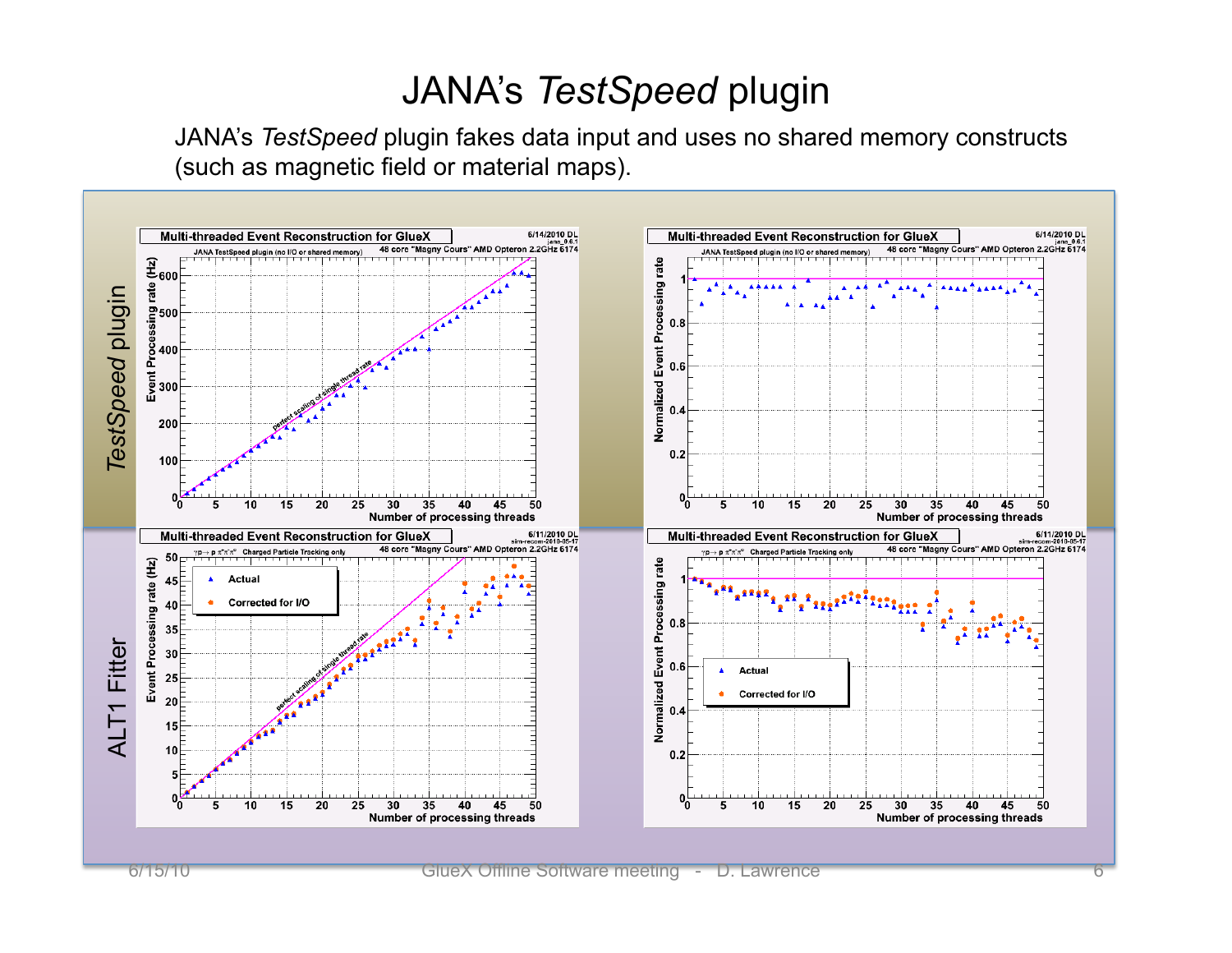# JANA's *TestSpeed* plugin

JANA's *TestSpeed* plugin fakes data input and uses no shared memory constructs (such as magnetic field or material maps).

*TestSpeed* plugin

ALT1 Fitter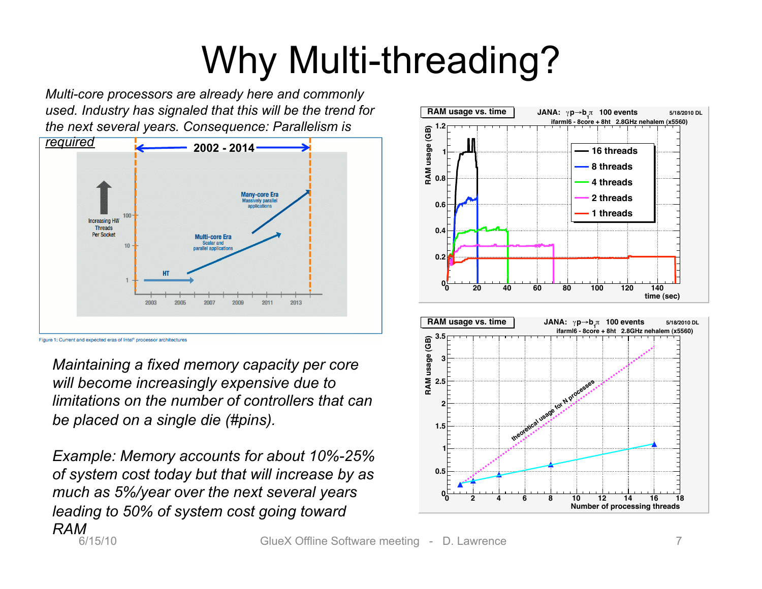# Why Multi-threading?

*Multi-core processors are already here and commonly used. Industry has signaled that this will be the trend for the next several years. Consequence: Parallelism is required*

Figure 1: Current and expected eras of Intel® processor architectures

*Maintaining a fixed memory capacity per core will become increasingly expensive due to limitations on the number of controllers that can be placed on a single die (#pins).*

*Example: Memory accounts for about 10%-25% of system cost today but that will increase by as much as 5%/year over the next several years leading to 50% of system cost going toward RAM*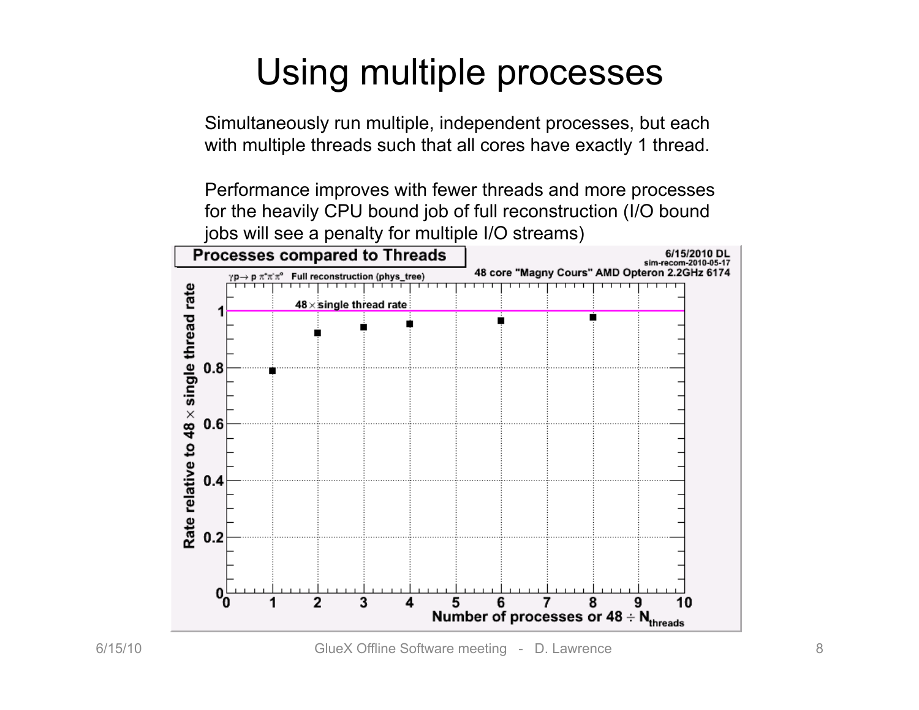# Using multiple processes

Simultaneously run multiple, independent processes, but each with multiple threads such that all cores have exactly 1 thread.

Performance improves with fewer threads and more processes for the heavily CPU bound job of full reconstruction (I/O bound jobs will see a penalty for multiple I/O streams)

**Processes compared to Threads**

6/15/2010 DL
sim-recom-2010-05-17

$\gamma p \rightarrow p\, \pi^+\pi^-\pi^0$ Full reconstruction (phys_tree)

48 core "Magny Cours" AMD Opteron 2.2GHz 6174

$48 \times$ single thread rate

Rate relative to $48 \times$ single thread rate

Number of processes or $48 \div N_{threads}$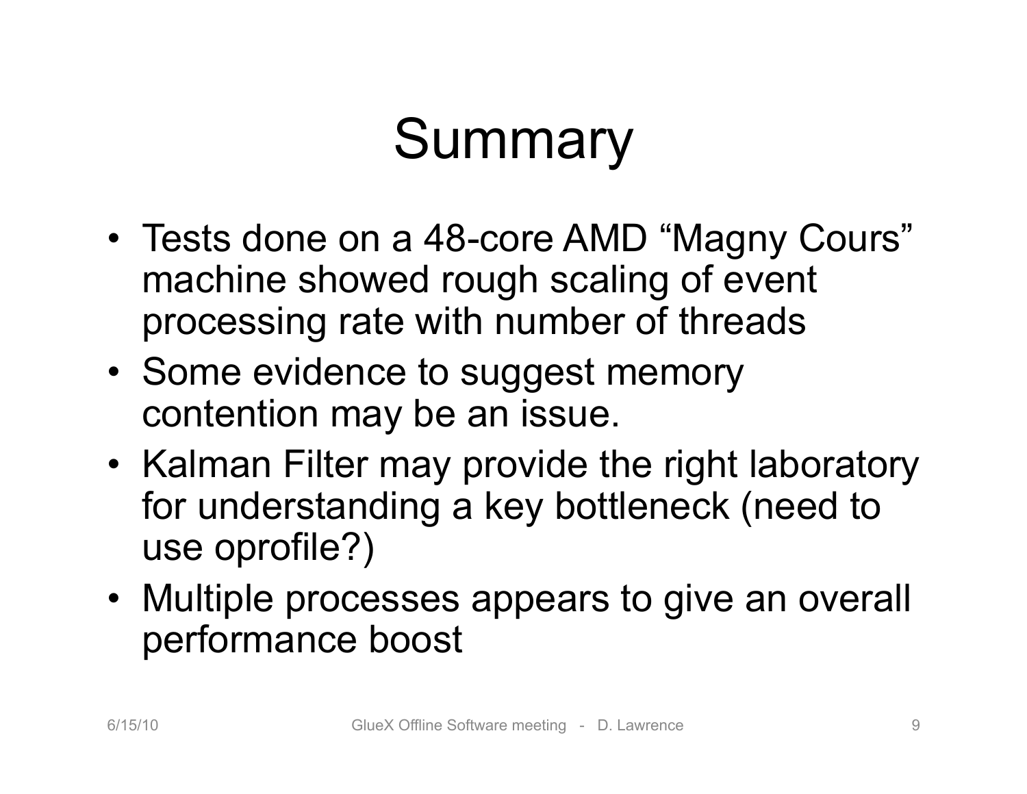# Summary

- Tests done on a 48-core AMD “Magny Cours” machine showed rough scaling of event processing rate with number of threads
- Some evidence to suggest memory contention may be an issue.
- Kalman Filter may provide the right laboratory for understanding a key bottleneck (need to use oprofile?)
- Multiple processes appears to give an overall performance boost